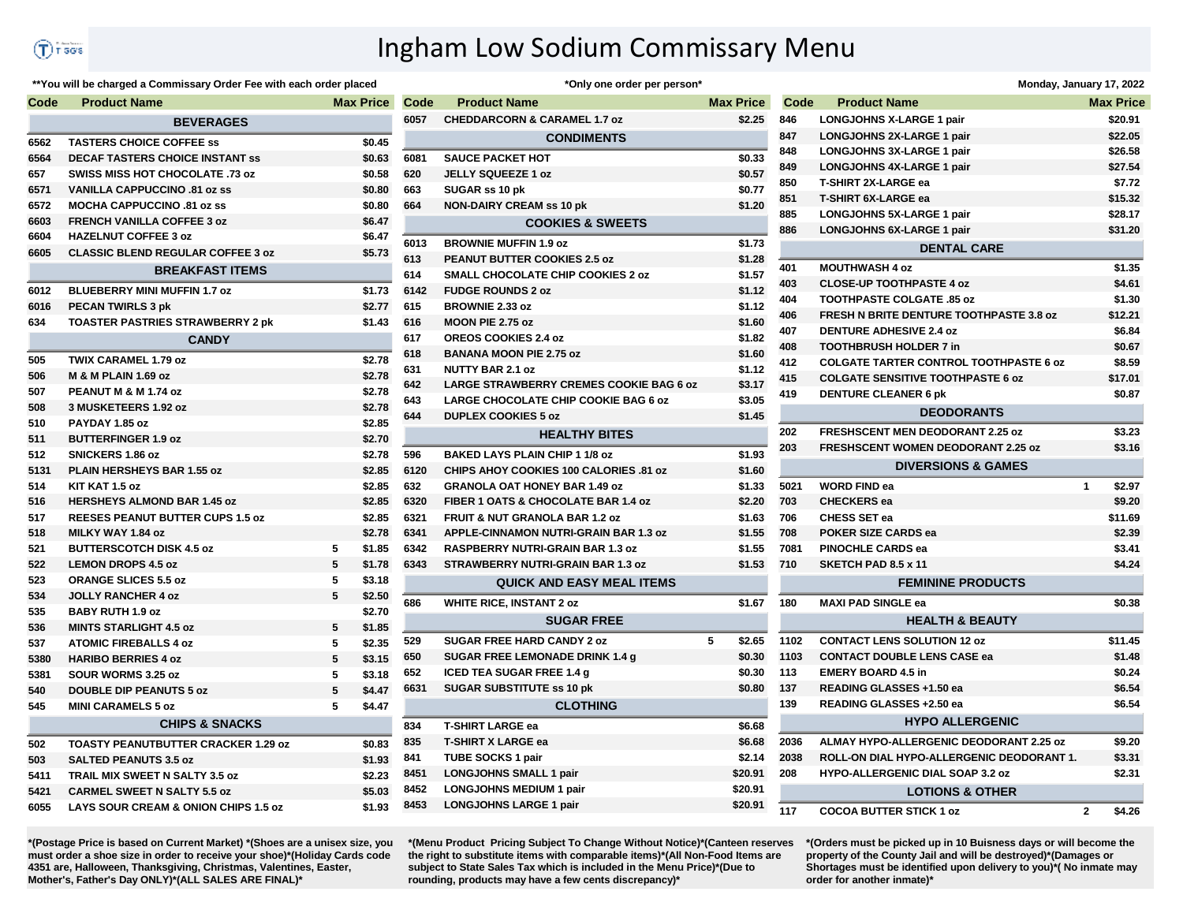# Ingham Low Sodium Commissary Menu

**You will be charged a Commissary Order Fee with each order placed

*Only one order per person*

Monday, January 17, 2022

| Code | Product Name | | Max Price |
|---|---|---|---|
| | **BEVERAGES** | | |
| 6562 | TASTERS CHOICE COFFEE ss | | $0.45 |
| 6564 | DECAF TASTERS CHOICE INSTANT ss | | $0.63 |
| 657 | SWISS MISS HOT CHOCOLATE .73 oz | | $0.58 |
| 6571 | VANILLA CAPPUCCINO .81 oz ss | | $0.80 |
| 6572 | MOCHA CAPPUCCINO .81 oz ss | | $0.80 |
| 6603 | FRENCH VANILLA COFFEE 3 oz | | $6.47 |
| 6604 | HAZELNUT COFFEE 3 oz | | $6.47 |
| 6605 | CLASSIC BLEND REGULAR COFFEE 3 oz | | $5.73 |
| | **BREAKFAST ITEMS** | | |
| 6012 | BLUEBERRY MINI MUFFIN 1.7 oz | | $1.73 |
| 6016 | PECAN TWIRLS 3 pk | | $2.77 |
| 634 | TOASTER PASTRIES STRAWBERRY 2 pk | | $1.43 |
| | **CANDY** | | |
| 505 | TWIX CARAMEL 1.79 oz | | $2.78 |
| 506 | M & M PLAIN 1.69 oz | | $2.78 |
| 507 | PEANUT M & M 1.74 oz | | $2.78 |
| 508 | 3 MUSKETEERS 1.92 oz | | $2.78 |
| 510 | PAYDAY 1.85 oz | | $2.85 |
| 511 | BUTTERFINGER 1.9 oz | | $2.70 |
| 512 | SNICKERS 1.86 oz | | $2.78 |
| 5131 | PLAIN HERSHEYS BAR 1.55 oz | | $2.85 |
| 514 | KIT KAT 1.5 oz | | $2.85 |
| 516 | HERSHEYS ALMOND BAR 1.45 oz | | $2.85 |
| 517 | REESES PEANUT BUTTER CUPS 1.5 oz | | $2.85 |
| 518 | MILKY WAY 1.84 oz | | $2.78 |
| 521 | BUTTERSCOTCH DISK 4.5 oz | 5 | $1.85 |
| 522 | LEMON DROPS 4.5 oz | 5 | $1.78 |
| 523 | ORANGE SLICES 5.5 oz | 5 | $3.18 |
| 534 | JOLLY RANCHER 4 oz | 5 | $2.50 |
| 535 | BABY RUTH 1.9 oz | | $2.70 |
| 536 | MINTS STARLIGHT 4.5 oz | 5 | $1.85 |
| 537 | ATOMIC FIREBALLS 4 oz | 5 | $2.35 |
| 5380 | HARIBO BERRIES 4 oz | 5 | $3.15 |
| 5381 | SOUR WORMS 3.25 oz | 5 | $3.18 |
| 540 | DOUBLE DIP PEANUTS 5 oz | 5 | $4.47 |
| 545 | MINI CARAMELS 5 oz | 5 | $4.47 |
| | **CHIPS & SNACKS** | | |
| 502 | TOASTY PEANUTBUTTER CRACKER 1.29 oz | | $0.83 |
| 503 | SALTED PEANUTS 3.5 oz | | $1.93 |
| 5411 | TRAIL MIX SWEET N SALTY 3.5 oz | | $2.23 |
| 5421 | CARMEL SWEET N SALTY 5.5 oz | | $5.03 |
| 6055 | LAYS SOUR CREAM & ONION CHIPS 1.5 oz | | $1.93 |
| 6057 | CHEDDARCORN & CARAMEL 1.7 oz | | $2.25 |
| | **CONDIMENTS** | | |
| 6081 | SAUCE PACKET HOT | | $0.33 |
| 620 | JELLY SQUEEZE 1 oz | | $0.57 |
| 663 | SUGAR ss 10 pk | | $0.77 |
| 664 | NON-DAIRY CREAM ss 10 pk | | $1.20 |
| | **COOKIES & SWEETS** | | |
| 6013 | BROWNIE MUFFIN 1.9 oz | | $1.73 |
| 613 | PEANUT BUTTER COOKIES 2.5 oz | | $1.28 |
| 614 | SMALL CHOCOLATE CHIP COOKIES 2 oz | | $1.57 |
| 6142 | FUDGE ROUNDS 2 oz | | $1.12 |
| 615 | BROWNIE 2.33 oz | | $1.12 |
| 616 | MOON PIE 2.75 oz | | $1.60 |
| 617 | OREOS COOKIES 2.4 oz | | $1.82 |
| 618 | BANANA MOON PIE 2.75 oz | | $1.60 |
| 631 | NUTTY BAR 2.1 oz | | $1.12 |
| 642 | LARGE STRAWBERRY CREMES COOKIE BAG 6 oz | | $3.17 |
| 643 | LARGE CHOCOLATE CHIP COOKIE BAG 6 oz | | $3.05 |
| 644 | DUPLEX COOKIES 5 oz | | $1.45 |
| | **HEALTHY BITES** | | |
| 596 | BAKED LAYS PLAIN CHIP 1 1/8 oz | | $1.93 |
| 6120 | CHIPS AHOY COOKIES 100 CALORIES .81 oz | | $1.60 |
| 632 | GRANOLA OAT HONEY BAR 1.49 oz | | $1.33 |
| 6320 | FIBER 1 OATS & CHOCOLATE BAR 1.4 oz | | $2.20 |
| 6321 | FRUIT & NUT GRANOLA BAR 1.2 oz | | $1.63 |
| 6341 | APPLE-CINNAMON NUTRI-GRAIN BAR 1.3 oz | | $1.55 |
| 6342 | RASPBERRY NUTRI-GRAIN BAR 1.3 oz | | $1.55 |
| 6343 | STRAWBERRY NUTRI-GRAIN BAR 1.3 oz | | $1.53 |
| | **QUICK AND EASY MEAL ITEMS** | | |
| 686 | WHITE RICE, INSTANT 2 oz | | $1.67 |
| | **SUGAR FREE** | | |
| 529 | SUGAR FREE HARD CANDY 2 oz | 5 | $2.65 |
| 650 | SUGAR FREE LEMONADE DRINK 1.4 g | | $0.30 |
| 652 | ICED TEA SUGAR FREE 1.4 g | | $0.30 |
| 6631 | SUGAR SUBSTITUTE ss 10 pk | | $0.80 |
| | **CLOTHING** | | |
| 834 | T-SHIRT LARGE ea | | $6.68 |
| 835 | T-SHIRT X LARGE ea | | $6.68 |
| 841 | TUBE SOCKS 1 pair | | $2.14 |
| 8451 | LONGJOHNS SMALL 1 pair | | $20.91 |
| 8452 | LONGJOHNS MEDIUM 1 pair | | $20.91 |
| 8453 | LONGJOHNS LARGE 1 pair | | $20.91 |
| 846 | LONGJOHNS X-LARGE 1 pair | | $20.91 |
| 847 | LONGJOHNS 2X-LARGE 1 pair | | $22.05 |
| 848 | LONGJOHNS 3X-LARGE 1 pair | | $26.58 |
| 849 | LONGJOHNS 4X-LARGE 1 pair | | $27.54 |
| 850 | T-SHIRT 2X-LARGE ea | | $7.72 |
| 851 | T-SHIRT 6X-LARGE ea | | $15.32 |
| 885 | LONGJOHNS 5X-LARGE 1 pair | | $28.17 |
| 886 | LONGJOHNS 6X-LARGE 1 pair | | $31.20 |
| | **DENTAL CARE** | | |
| 401 | MOUTHWASH 4 oz | | $1.35 |
| 403 | CLOSE-UP TOOTHPASTE 4 oz | | $4.61 |
| 404 | TOOTHPASTE COLGATE .85 oz | | $1.30 |
| 406 | FRESH N BRITE DENTURE TOOTHPASTE 3.8 oz | | $12.21 |
| 407 | DENTURE ADHESIVE 2.4 oz | | $6.84 |
| 408 | TOOTHBRUSH HOLDER 7 in | | $0.67 |
| 412 | COLGATE TARTER CONTROL TOOTHPASTE 6 oz | | $8.59 |
| 415 | COLGATE SENSITIVE TOOTHPASTE 6 oz | | $17.01 |
| 419 | DENTURE CLEANER 6 pk | | $0.87 |
| | **DEODORANTS** | | |
| 202 | FRESHSCENT MEN DEODORANT 2.25 oz | | $3.23 |
| 203 | FRESHSCENT WOMEN DEODORANT 2.25 oz | | $3.16 |
| | **DIVERSIONS & GAMES** | | |
| 5021 | WORD FIND ea | 1 | $2.97 |
| 703 | CHECKERS ea | | $9.20 |
| 706 | CHESS SET ea | | $11.69 |
| 708 | POKER SIZE CARDS ea | | $2.39 |
| 7081 | PINOCHLE CARDS ea | | $3.41 |
| 710 | SKETCH PAD 8.5 x 11 | | $4.24 |
| | **FEMININE PRODUCTS** | | |
| 180 | MAXI PAD SINGLE ea | | $0.38 |
| | **HEALTH & BEAUTY** | | |
| 1102 | CONTACT LENS SOLUTION 12 oz | | $11.45 |
| 1103 | CONTACT DOUBLE LENS CASE ea | | $1.48 |
| 113 | EMERY BOARD 4.5 in | | $0.24 |
| 137 | READING GLASSES +1.50 ea | | $6.54 |
| 139 | READING GLASSES +2.50 ea | | $6.54 |
| | **HYPO ALLERGENIC** | | |
| 2036 | ALMAY HYPO-ALLERGENIC DEODORANT 2.25 oz | | $9.20 |
| 2038 | ROLL-ON DIAL HYPO-ALLERGENIC DEODORANT 1. | | $3.31 |
| 208 | HYPO-ALLERGENIC DIAL SOAP 3.2 oz | | $2.31 |
| | **LOTIONS & OTHER** | | |
| 117 | COCOA BUTTER STICK 1 oz | 2 | $4.26 |

*(Postage Price is based on Current Market) *(Shoes are a unisex size, you must order a shoe size in order to receive your shoe)*(Holiday Cards code 4351 are, Halloween, Thanksgiving, Christmas, Valentines, Easter, Mother's, Father's Day ONLY)*(ALL SALES ARE FINAL)*

*(Menu Product Pricing Subject To Change Without Notice)*(Canteen reserves the right to substitute items with comparable items)*(All Non-Food Items are subject to State Sales Tax which is included in the Menu Price)*(Due to rounding, products may have a few cents discrepancy)*

*(Orders must be picked up in 10 Buisness days or will become the property of the County Jail and will be destroyed)*(Damages or Shortages must be identified upon delivery to you)*( No inmate may order for another inmate)*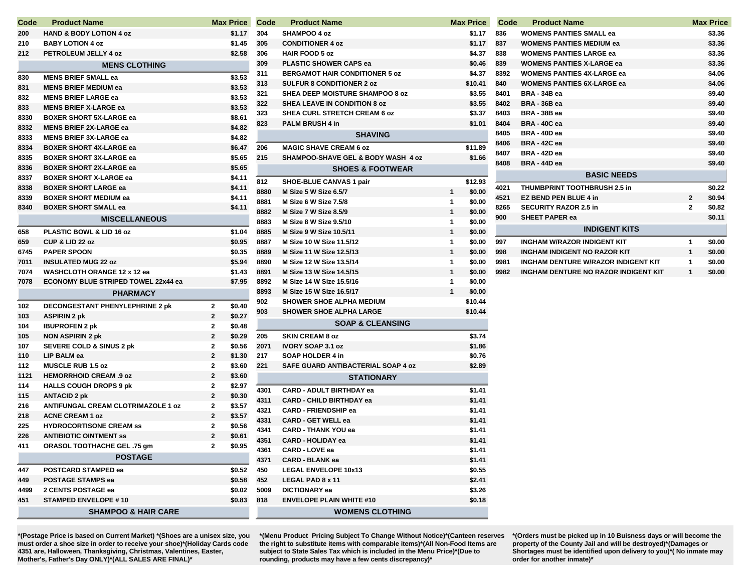| Code | Product Name | | Max Price |
|---|---|---|---|
| 200 | HAND & BODY LOTION 4 oz | | $1.17 |
| 210 | BABY LOTION 4 oz | | $1.45 |
| 212 | PETROLEUM JELLY 4 oz | | $2.58 |

## MENS CLOTHING

| Code | Product Name | | Max Price |
|---|---|---|---|
| 830 | MENS BRIEF SMALL ea | | $3.53 |
| 831 | MENS BRIEF MEDIUM ea | | $3.53 |
| 832 | MENS BRIEF LARGE ea | | $3.53 |
| 833 | MENS BRIEF X-LARGE ea | | $3.53 |
| 8330 | BOXER SHORT 5X-LARGE ea | | $8.61 |
| 8332 | MENS BRIEF 2X-LARGE ea | | $4.82 |
| 8333 | MENS BRIEF 3X-LARGE ea | | $4.82 |
| 8334 | BOXER SHORT 4X-LARGE ea | | $6.47 |
| 8335 | BOXER SHORT 3X-LARGE ea | | $5.65 |
| 8336 | BOXER SHORT 2X-LARGE ea | | $5.65 |
| 8337 | BOXER SHORT X-LARGE ea | | $4.11 |
| 8338 | BOXER SHORT LARGE ea | | $4.11 |
| 8339 | BOXER SHORT MEDIUM ea | | $4.11 |
| 8340 | BOXER SHORT SMALL ea | | $4.11 |

## MISCELLANEOUS

| Code | Product Name | | Max Price |
|---|---|---|---|
| 658 | PLASTIC BOWL & LID 16 oz | | $1.04 |
| 659 | CUP & LID 22 oz | | $0.95 |
| 6745 | PAPER SPOON | | $0.35 |
| 7011 | INSULATED MUG 22 oz | | $5.94 |
| 7074 | WASHCLOTH ORANGE 12 x 12 ea | | $1.43 |
| 7078 | ECONOMY BLUE STRIPED TOWEL 22x44 ea | | $7.95 |

## PHARMACY

| Code | Product Name | | Max Price |
|---|---|---|---|
| 102 | DECONGESTANT PHENYLEPHRINE 2 pk | 2 | $0.40 |
| 103 | ASPIRIN 2 pk | 2 | $0.27 |
| 104 | IBUPROFEN 2 pk | 2 | $0.48 |
| 105 | NON ASPIRIN 2 pk | 2 | $0.29 |
| 107 | SEVERE COLD & SINUS 2 pk | 2 | $0.56 |
| 110 | LIP BALM ea | 2 | $1.30 |
| 112 | MUSCLE RUB 1.5 oz | 2 | $3.60 |
| 1121 | HEMORRHOID CREAM .9 oz | 2 | $3.60 |
| 114 | HALLS COUGH DROPS 9 pk | 2 | $2.97 |
| 115 | ANTACID 2 pk | 2 | $0.30 |
| 216 | ANTIFUNGAL CREAM CLOTRIMAZOLE 1 oz | 2 | $3.57 |
| 218 | ACNE CREAM 1 oz | 2 | $3.57 |
| 225 | HYDROCORTISONE CREAM ss | 2 | $0.56 |
| 226 | ANTIBIOTIC OINTMENT ss | 2 | $0.61 |
| 411 | ORASOL TOOTHACHE GEL .75 gm | 2 | $0.95 |

## POSTAGE

| Code | Product Name | | Max Price |
|---|---|---|---|
| 447 | POSTCARD STAMPED ea | | $0.52 |
| 449 | POSTAGE STAMPS ea | | $0.58 |
| 4499 | 2 CENTS POSTAGE ea | | $0.02 |
| 451 | STAMPED ENVELOPE # 10 | | $0.83 |

## SHAMPOO & HAIR CARE

| Code | Product Name | | Max Price |
|---|---|---|---|
| 304 | SHAMPOO 4 oz | | $1.17 |
| 305 | CONDITIONER 4 oz | | $1.17 |
| 306 | HAIR FOOD 5 oz | | $4.37 |
| 309 | PLASTIC SHOWER CAPS ea | | $0.46 |
| 311 | BERGAMOT HAIR CONDITIONER 5 oz | | $4.37 |
| 313 | SULFUR 8 CONDITIONER 2 oz | | $10.41 |
| 321 | SHEA DEEP MOISTURE SHAMPOO 8 oz | | $3.55 |
| 322 | SHEA LEAVE IN CONDITION 8 oz | | $3.55 |
| 323 | SHEA CURL STRETCH CREAM 6 oz | | $3.37 |
| 823 | PALM BRUSH 4 in | | $1.01 |

## SHAVING

| Code | Product Name | | Max Price |
|---|---|---|---|
| 206 | MAGIC SHAVE CREAM 6 oz | | $11.89 |
| 215 | SHAMPOO-SHAVE GEL & BODY WASH 4 oz | | $1.66 |

## SHOES & FOOTWEAR

| Code | Product Name | | Max Price |
|---|---|---|---|
| 812 | SHOE-BLUE CANVAS 1 pair | | $12.93 |
| 8880 | M Size 5 W Size 6.5/7 | 1 | $0.00 |
| 8881 | M Size 6 W Size 7.5/8 | 1 | $0.00 |
| 8882 | M Size 7 W Size 8.5/9 | 1 | $0.00 |
| 8883 | M Size 8 W Size 9.5/10 | 1 | $0.00 |
| 8885 | M Size 9 W Size 10.5/11 | 1 | $0.00 |
| 8887 | M Size 10 W Size 11.5/12 | 1 | $0.00 |
| 8889 | M Size 11 W Size 12.5/13 | 1 | $0.00 |
| 8890 | M Size 12 W Size 13.5/14 | 1 | $0.00 |
| 8891 | M Size 13 W Size 14.5/15 | 1 | $0.00 |
| 8892 | M Size 14 W Size 15.5/16 | 1 | $0.00 |
| 8893 | M Size 15 W Size 16.5/17 | 1 | $0.00 |
| 902 | SHOWER SHOE ALPHA MEDIUM | | $10.44 |
| 903 | SHOWER SHOE ALPHA LARGE | | $10.44 |

## SOAP & CLEANSING

| Code | Product Name | | Max Price |
|---|---|---|---|
| 205 | SKIN CREAM 8 oz | | $3.74 |
| 2071 | IVORY SOAP 3.1 oz | | $1.86 |
| 217 | SOAP HOLDER 4 in | | $0.76 |
| 221 | SAFE GUARD ANTIBACTERIAL SOAP 4 oz | | $2.89 |

## STATIONARY

| Code | Product Name | | Max Price |
|---|---|---|---|
| 4301 | CARD - ADULT BIRTHDAY ea | | $1.41 |
| 4311 | CARD - CHILD BIRTHDAY ea | | $1.41 |
| 4321 | CARD - FRIENDSHIP ea | | $1.41 |
| 4331 | CARD - GET WELL ea | | $1.41 |
| 4341 | CARD - THANK YOU ea | | $1.41 |
| 4351 | CARD - HOLIDAY ea | | $1.41 |
| 4361 | CARD - LOVE ea | | $1.41 |
| 4371 | CARD - BLANK ea | | $1.41 |
| 450 | LEGAL ENVELOPE 10x13 | | $0.55 |
| 452 | LEGAL PAD 8 x 11 | | $2.41 |
| 5009 | DICTIONARY ea | | $3.26 |
| 818 | ENVELOPE PLAIN WHITE #10 | | $0.18 |

## WOMENS CLOTHING

| Code | Product Name | | Max Price |
|---|---|---|---|
| 836 | WOMENS PANTIES SMALL ea | | $3.36 |
| 837 | WOMENS PANTIES MEDIUM ea | | $3.36 |
| 838 | WOMENS PANTIES LARGE ea | | $3.36 |
| 839 | WOMENS PANTIES X-LARGE ea | | $3.36 |
| 8392 | WOMENS PANTIES 4X-LARGE ea | | $4.06 |
| 840 | WOMENS PANTIES 6X-LARGE ea | | $4.06 |
| 8401 | BRA - 34B ea | | $9.40 |
| 8402 | BRA - 36B ea | | $9.40 |
| 8403 | BRA - 38B ea | | $9.40 |
| 8404 | BRA - 40C ea | | $9.40 |
| 8405 | BRA - 40D ea | | $9.40 |
| 8406 | BRA - 42C ea | | $9.40 |
| 8407 | BRA - 42D ea | | $9.40 |
| 8408 | BRA - 44D ea | | $9.40 |

## BASIC NEEDS

| Code | Product Name | | Max Price |
|---|---|---|---|
| 4021 | THUMBPRINT TOOTHBRUSH 2.5 in | | $0.22 |
| 4521 | EZ BEND PEN BLUE 4 in | 2 | $0.94 |
| 8265 | SECURITY RAZOR 2.5 in | 2 | $0.82 |
| 900 | SHEET PAPER ea | | $0.11 |

## INDIGENT KITS

| Code | Product Name | | Max Price |
|---|---|---|---|
| 997 | INGHAM W/RAZOR INDIGENT KIT | 1 | $0.00 |
| 998 | INGHAM INDIGENT NO RAZOR KIT | 1 | $0.00 |
| 9981 | INGHAM DENTURE W/RAZOR INDIGENT KIT | 1 | $0.00 |
| 9982 | INGHAM DENTURE NO RAZOR INDIGENT KIT | 1 | $0.00 |

*(Postage Price is based on Current Market) *(Shoes are a unisex size, you must order a shoe size in order to receive your shoe)*(Holiday Cards code 4351 are, Halloween, Thanksgiving, Christmas, Valentines, Easter, Mother's, Father's Day ONLY)*(ALL SALES ARE FINAL)*

*(Menu Product Pricing Subject To Change Without Notice)*(Canteen reserves the right to substitute items with comparable items)*(All Non-Food Items are subject to State Sales Tax which is included in the Menu Price)*(Due to rounding, products may have a few cents discrepancy)*

*(Orders must be picked up in 10 Buisness days or will become the property of the County Jail and will be destroyed)*(Damages or Shortages must be identified upon delivery to you)*( No inmate may order for another inmate)*